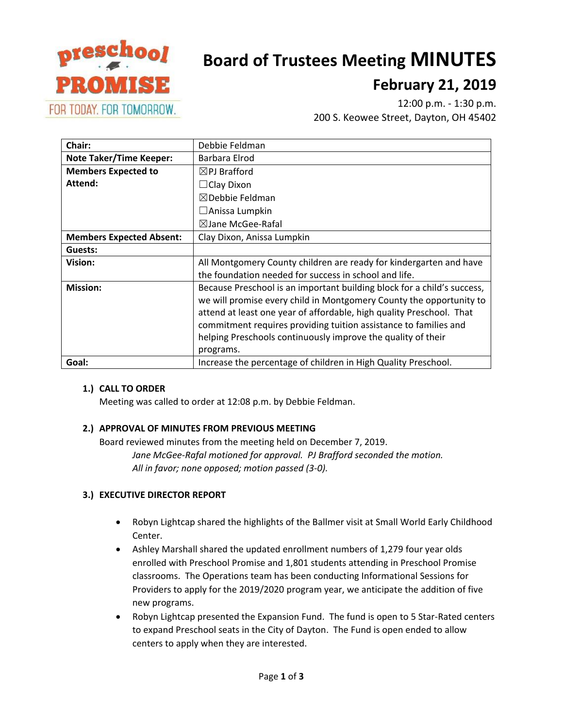preschool PROMISE
FOR TODAY. FOR TOMORROW.

# Board of Trustees Meeting MINUTES

## February 21, 2019

12:00 p.m. - 1:30 p.m.
200 S. Keowee Street, Dayton, OH 45402

| | |
|---|---|
| **Chair:** | Debbie Feldman |
| **Note Taker/Time Keeper:** | Barbara Elrod |
| **Members Expected to Attend:** | ☒PJ Brafford<br>☐Clay Dixon<br>☒Debbie Feldman<br>☐Anissa Lumpkin<br>☒Jane McGee-Rafal |
| **Members Expected Absent:** | Clay Dixon, Anissa Lumpkin |
| **Guests:** | |
| **Vision:** | All Montgomery County children are ready for kindergarten and have the foundation needed for success in school and life. |
| **Mission:** | Because Preschool is an important building block for a child's success, we will promise every child in Montgomery County the opportunity to attend at least one year of affordable, high quality Preschool. That commitment requires providing tuition assistance to families and helping Preschools continuously improve the quality of their programs. |
| **Goal:** | Increase the percentage of children in High Quality Preschool. |

### 1.) CALL TO ORDER

Meeting was called to order at 12:08 p.m. by Debbie Feldman.

### 2.) APPROVAL OF MINUTES FROM PREVIOUS MEETING

Board reviewed minutes from the meeting held on December 7, 2019.

*Jane McGee-Rafal motioned for approval. PJ Brafford seconded the motion.*
*All in favor; none opposed; motion passed (3-0).*

### 3.) EXECUTIVE DIRECTOR REPORT

- Robyn Lightcap shared the highlights of the Ballmer visit at Small World Early Childhood Center.
- Ashley Marshall shared the updated enrollment numbers of 1,279 four year olds enrolled with Preschool Promise and 1,801 students attending in Preschool Promise classrooms. The Operations team has been conducting Informational Sessions for Providers to apply for the 2019/2020 program year, we anticipate the addition of five new programs.
- Robyn Lightcap presented the Expansion Fund. The fund is open to 5 Star-Rated centers to expand Preschool seats in the City of Dayton. The Fund is open ended to allow centers to apply when they are interested.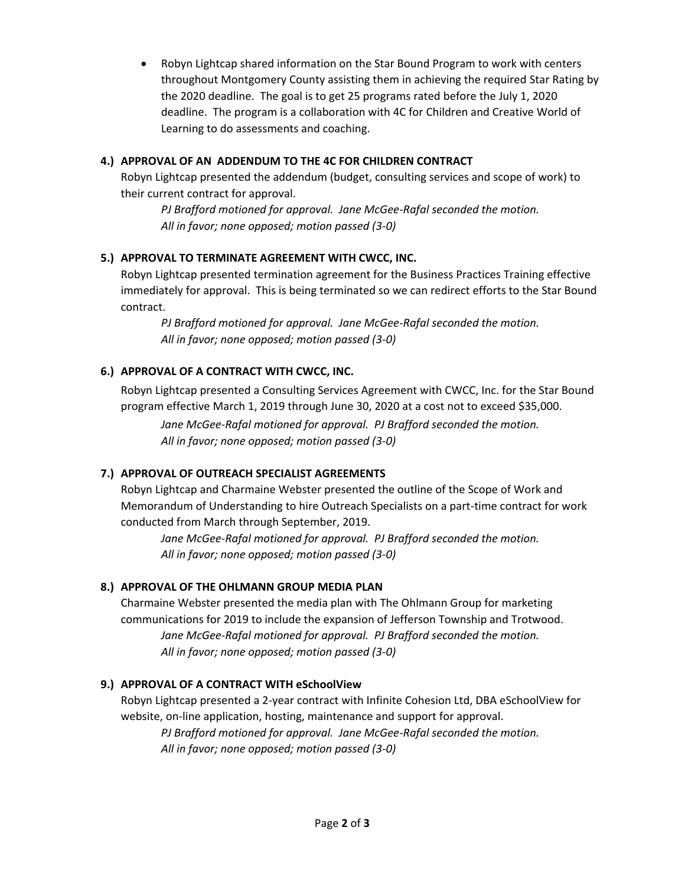- Robyn Lightcap shared information on the Star Bound Program to work with centers throughout Montgomery County assisting them in achieving the required Star Rating by the 2020 deadline. The goal is to get 25 programs rated before the July 1, 2020 deadline. The program is a collaboration with 4C for Children and Creative World of Learning to do assessments and coaching.

**4.) APPROVAL OF AN ADDENDUM TO THE 4C FOR CHILDREN CONTRACT**

Robyn Lightcap presented the addendum (budget, consulting services and scope of work) to their current contract for approval.

*PJ Brafford motioned for approval. Jane McGee-Rafal seconded the motion.*
*All in favor; none opposed; motion passed (3-0)*

**5.) APPROVAL TO TERMINATE AGREEMENT WITH CWCC, INC.**

Robyn Lightcap presented termination agreement for the Business Practices Training effective immediately for approval. This is being terminated so we can redirect efforts to the Star Bound contract.

*PJ Brafford motioned for approval. Jane McGee-Rafal seconded the motion.*
*All in favor; none opposed; motion passed (3-0)*

**6.) APPROVAL OF A CONTRACT WITH CWCC, INC.**

Robyn Lightcap presented a Consulting Services Agreement with CWCC, Inc. for the Star Bound program effective March 1, 2019 through June 30, 2020 at a cost not to exceed $35,000.

*Jane McGee-Rafal motioned for approval. PJ Brafford seconded the motion.*
*All in favor; none opposed; motion passed (3-0)*

**7.) APPROVAL OF OUTREACH SPECIALIST AGREEMENTS**

Robyn Lightcap and Charmaine Webster presented the outline of the Scope of Work and Memorandum of Understanding to hire Outreach Specialists on a part-time contract for work conducted from March through September, 2019.

*Jane McGee-Rafal motioned for approval. PJ Brafford seconded the motion.*
*All in favor; none opposed; motion passed (3-0)*

**8.) APPROVAL OF THE OHLMANN GROUP MEDIA PLAN**

Charmaine Webster presented the media plan with The Ohlmann Group for marketing communications for 2019 to include the expansion of Jefferson Township and Trotwood.

*Jane McGee-Rafal motioned for approval. PJ Brafford seconded the motion.*
*All in favor; none opposed; motion passed (3-0)*

**9.) APPROVAL OF A CONTRACT WITH eSchoolView**

Robyn Lightcap presented a 2-year contract with Infinite Cohesion Ltd, DBA eSchoolView for website, on-line application, hosting, maintenance and support for approval.

*PJ Brafford motioned for approval. Jane McGee-Rafal seconded the motion.*
*All in favor; none opposed; motion passed (3-0)*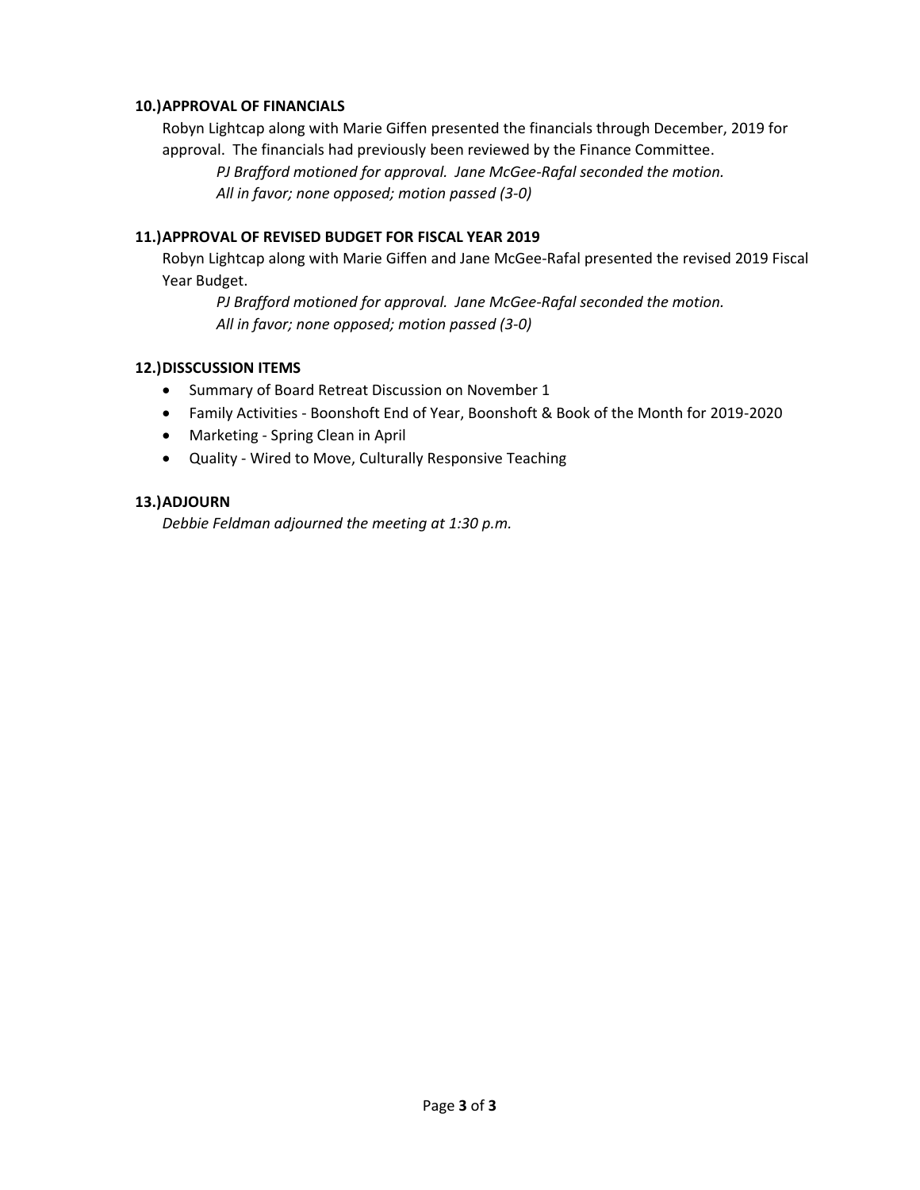**10.)APPROVAL OF FINANCIALS**

Robyn Lightcap along with Marie Giffen presented the financials through December, 2019 for approval. The financials had previously been reviewed by the Finance Committee.

*PJ Brafford motioned for approval. Jane McGee-Rafal seconded the motion.*
*All in favor; none opposed; motion passed (3-0)*

**11.)APPROVAL OF REVISED BUDGET FOR FISCAL YEAR 2019**

Robyn Lightcap along with Marie Giffen and Jane McGee-Rafal presented the revised 2019 Fiscal Year Budget.

*PJ Brafford motioned for approval. Jane McGee-Rafal seconded the motion.*
*All in favor; none opposed; motion passed (3-0)*

**12.)DISSCUSSION ITEMS**

- Summary of Board Retreat Discussion on November 1
- Family Activities - Boonshoft End of Year, Boonshoft & Book of the Month for 2019-2020
- Marketing - Spring Clean in April
- Quality - Wired to Move, Culturally Responsive Teaching

**13.)ADJOURN**

*Debbie Feldman adjourned the meeting at 1:30 p.m.*